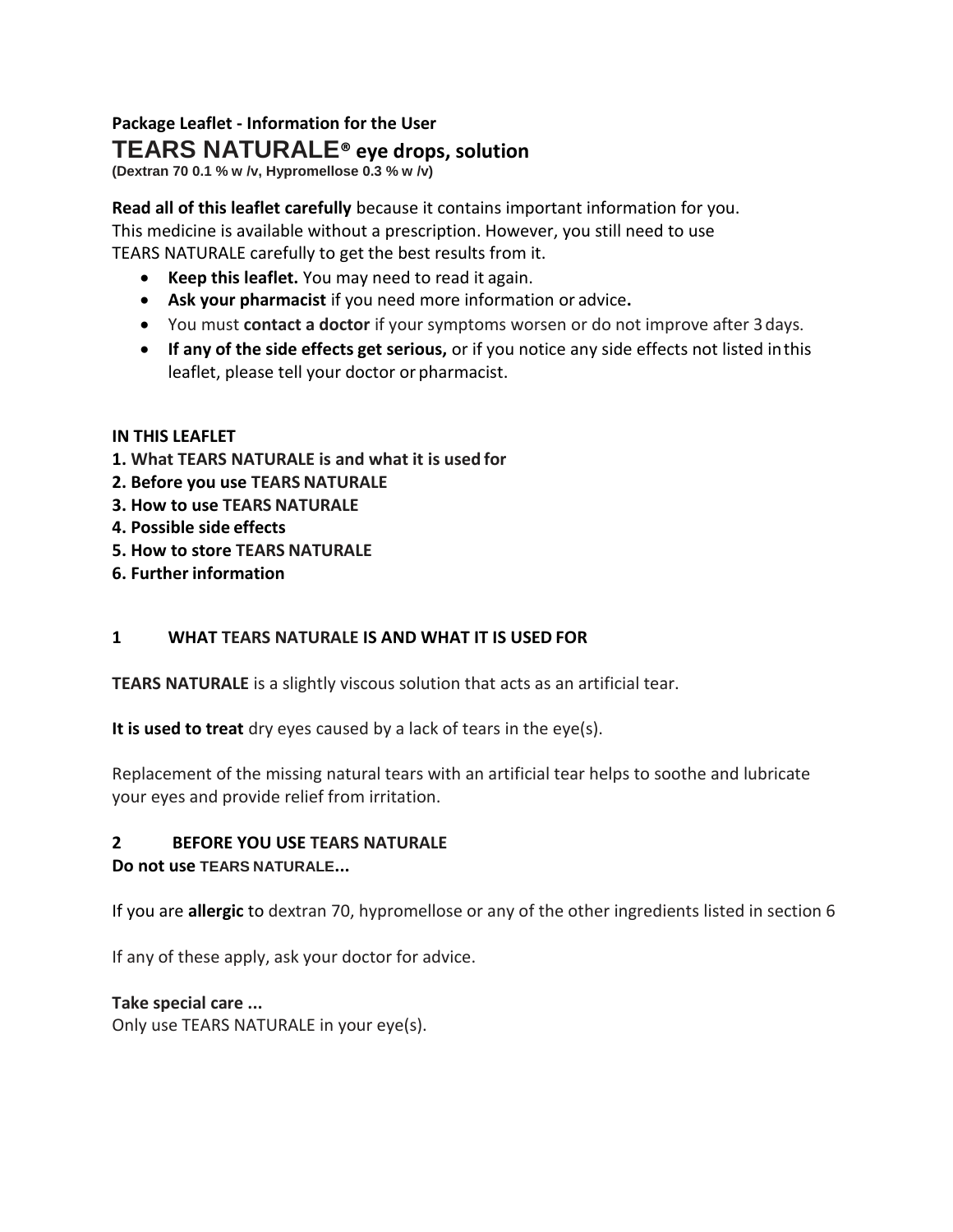**Package Leaflet - Information for the User**

# TEARS NATURALE® eye drops, solution

**(Dextran 70 0.1 % w /v, Hypromellose 0.3 % w /v)**

**Read all of this leaflet carefully** because it contains important information for you.
This medicine is available without a prescription. However, you still need to use TEARS NATURALE carefully to get the best results from it.

- **Keep this leaflet.** You may need to read it again.
- **Ask your pharmacist** if you need more information or advice**.**
- You must **contact a doctor** if your symptoms worsen or do not improve after 3 days.
- **If any of the side effects get serious,** or if you notice any side effects not listed in this leaflet, please tell your doctor or pharmacist.

**IN THIS LEAFLET**

**1. What TEARS NATURALE is and what it is used for**
**2. Before you use TEARS NATURALE**
**3. How to use TEARS NATURALE**
**4. Possible side effects**
**5. How to store TEARS NATURALE**
**6. Further information**

## 1 WHAT TEARS NATURALE IS AND WHAT IT IS USED FOR

**TEARS NATURALE** is a slightly viscous solution that acts as an artificial tear.

**It is used to treat** dry eyes caused by a lack of tears in the eye(s).

Replacement of the missing natural tears with an artificial tear helps to soothe and lubricate your eyes and provide relief from irritation.

## 2 BEFORE YOU USE TEARS NATURALE

**Do not use TEARS NATURALE...**

If you are **allergic** to dextran 70, hypromellose or any of the other ingredients listed in section 6

If any of these apply, ask your doctor for advice.

**Take special care ...**
Only use TEARS NATURALE in your eye(s).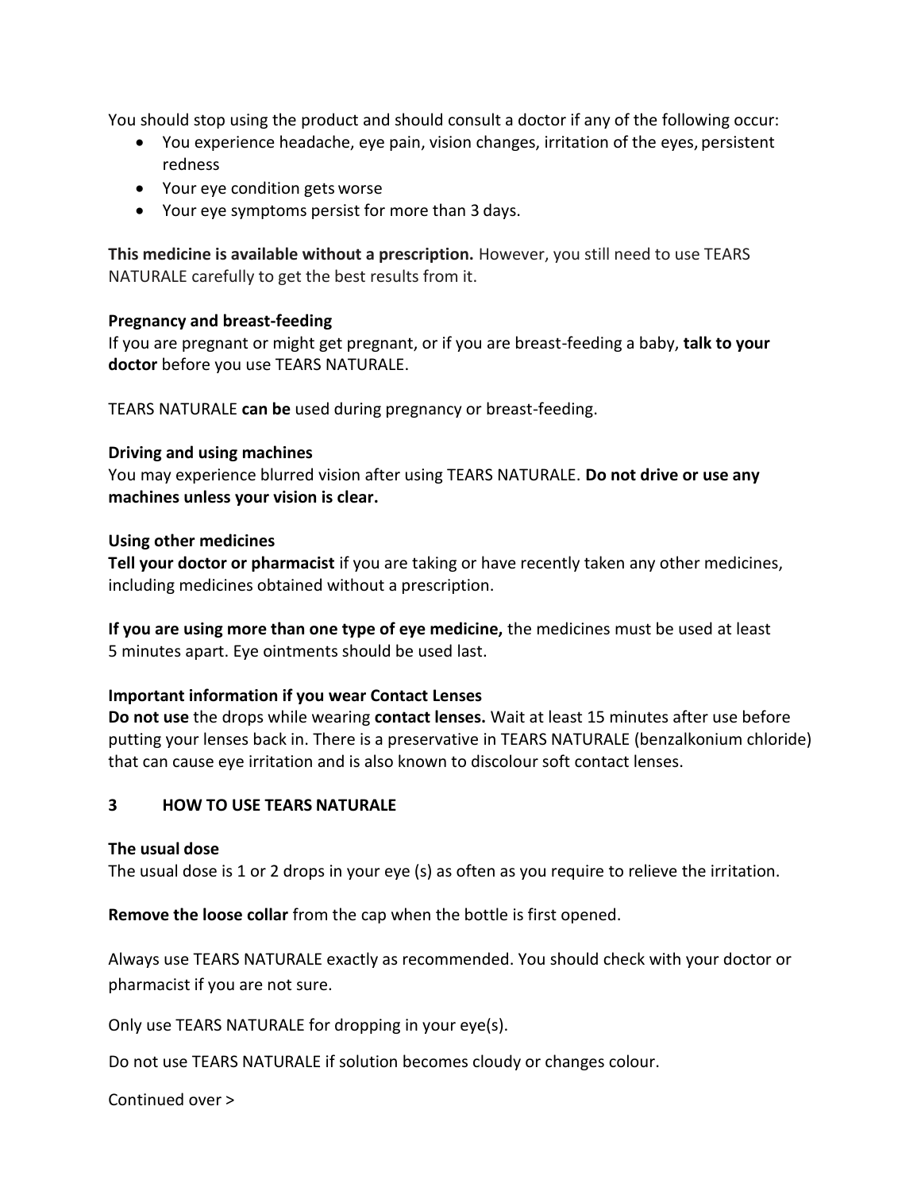You should stop using the product and should consult a doctor if any of the following occur:

- You experience headache, eye pain, vision changes, irritation of the eyes, persistent redness
- Your eye condition gets worse
- Your eye symptoms persist for more than 3 days.

**This medicine is available without a prescription.** However, you still need to use TEARS NATURALE carefully to get the best results from it.

**Pregnancy and breast-feeding**
If you are pregnant or might get pregnant, or if you are breast-feeding a baby, **talk to your doctor** before you use TEARS NATURALE.

TEARS NATURALE **can be** used during pregnancy or breast-feeding.

**Driving and using machines**
You may experience blurred vision after using TEARS NATURALE. **Do not drive or use any machines unless your vision is clear.**

**Using other medicines**
**Tell your doctor or pharmacist** if you are taking or have recently taken any other medicines, including medicines obtained without a prescription.

**If you are using more than one type of eye medicine,** the medicines must be used at least 5 minutes apart. Eye ointments should be used last.

**Important information if you wear Contact Lenses**
**Do not use** the drops while wearing **contact lenses.** Wait at least 15 minutes after use before putting your lenses back in. There is a preservative in TEARS NATURALE (benzalkonium chloride) that can cause eye irritation and is also known to discolour soft contact lenses.

## 3 HOW TO USE TEARS NATURALE

**The usual dose**
The usual dose is 1 or 2 drops in your eye (s) as often as you require to relieve the irritation.

**Remove the loose collar** from the cap when the bottle is first opened.

Always use TEARS NATURALE exactly as recommended. You should check with your doctor or pharmacist if you are not sure.

Only use TEARS NATURALE for dropping in your eye(s).

Do not use TEARS NATURALE if solution becomes cloudy or changes colour.

Continued over >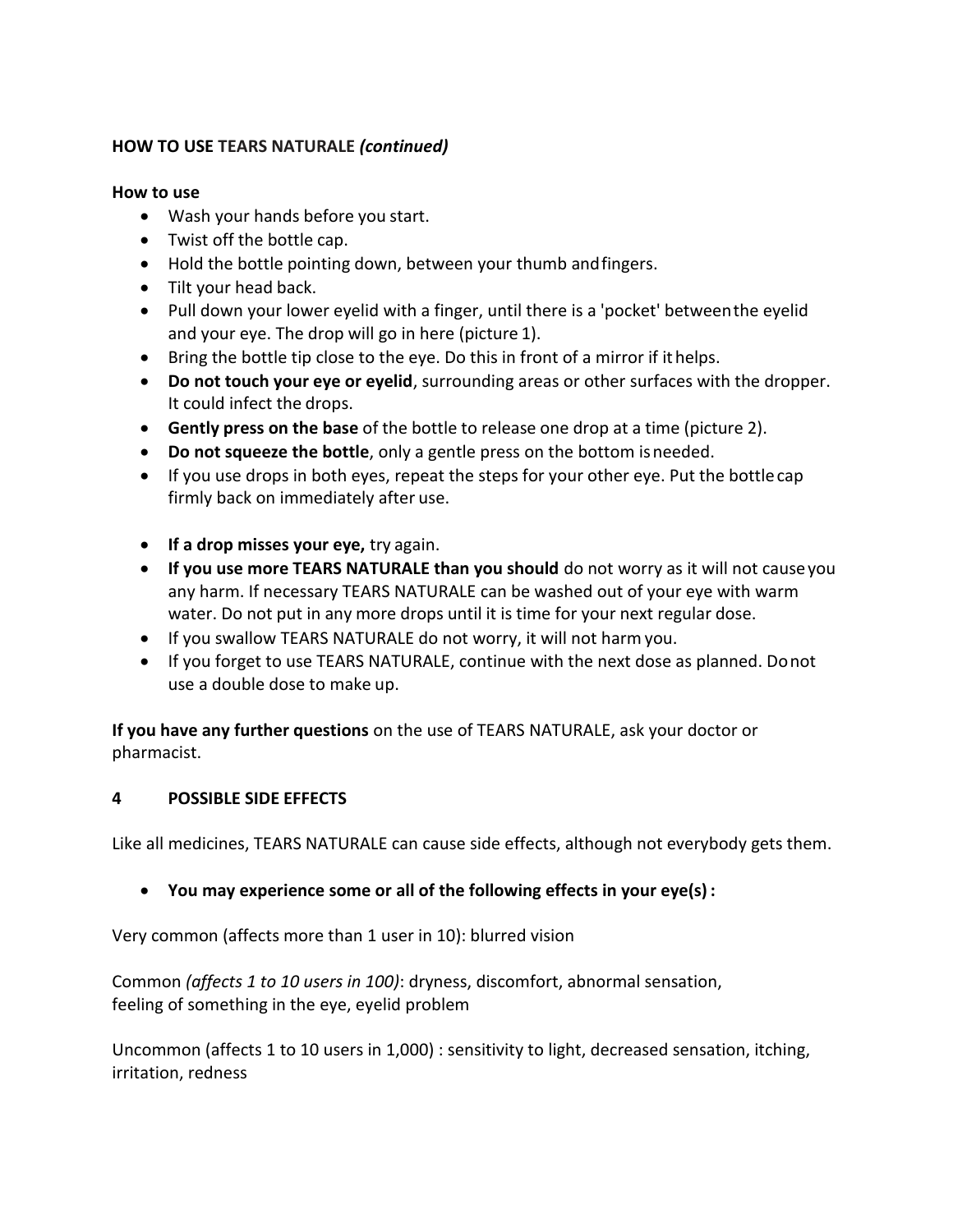**HOW TO USE TEARS NATURALE *(continued)***

**How to use**

- Wash your hands before you start.
- Twist off the bottle cap.
- Hold the bottle pointing down, between your thumb and fingers.
- Tilt your head back.
- Pull down your lower eyelid with a finger, until there is a 'pocket' between the eyelid and your eye. The drop will go in here (picture 1).
- Bring the bottle tip close to the eye. Do this in front of a mirror if it helps.
- **Do not touch your eye or eyelid**, surrounding areas or other surfaces with the dropper. It could infect the drops.
- **Gently press on the base** of the bottle to release one drop at a time (picture 2).
- **Do not squeeze the bottle**, only a gentle press on the bottom is needed.
- If you use drops in both eyes, repeat the steps for your other eye. Put the bottle cap firmly back on immediately after use.

- **If a drop misses your eye,** try again.
- **If you use more TEARS NATURALE than you should** do not worry as it will not cause you any harm. If necessary TEARS NATURALE can be washed out of your eye with warm water. Do not put in any more drops until it is time for your next regular dose.
- If you swallow TEARS NATURALE do not worry, it will not harm you.
- If you forget to use TEARS NATURALE, continue with the next dose as planned. Do not use a double dose to make up.

**If you have any further questions** on the use of TEARS NATURALE, ask your doctor or pharmacist.

## 4 POSSIBLE SIDE EFFECTS

Like all medicines, TEARS NATURALE can cause side effects, although not everybody gets them.

- **You may experience some or all of the following effects in your eye(s) :**

Very common (affects more than 1 user in 10): blurred vision

Common *(affects 1 to 10 users in 100)*: dryness, discomfort, abnormal sensation, feeling of something in the eye, eyelid problem

Uncommon (affects 1 to 10 users in 1,000) : sensitivity to light, decreased sensation, itching, irritation, redness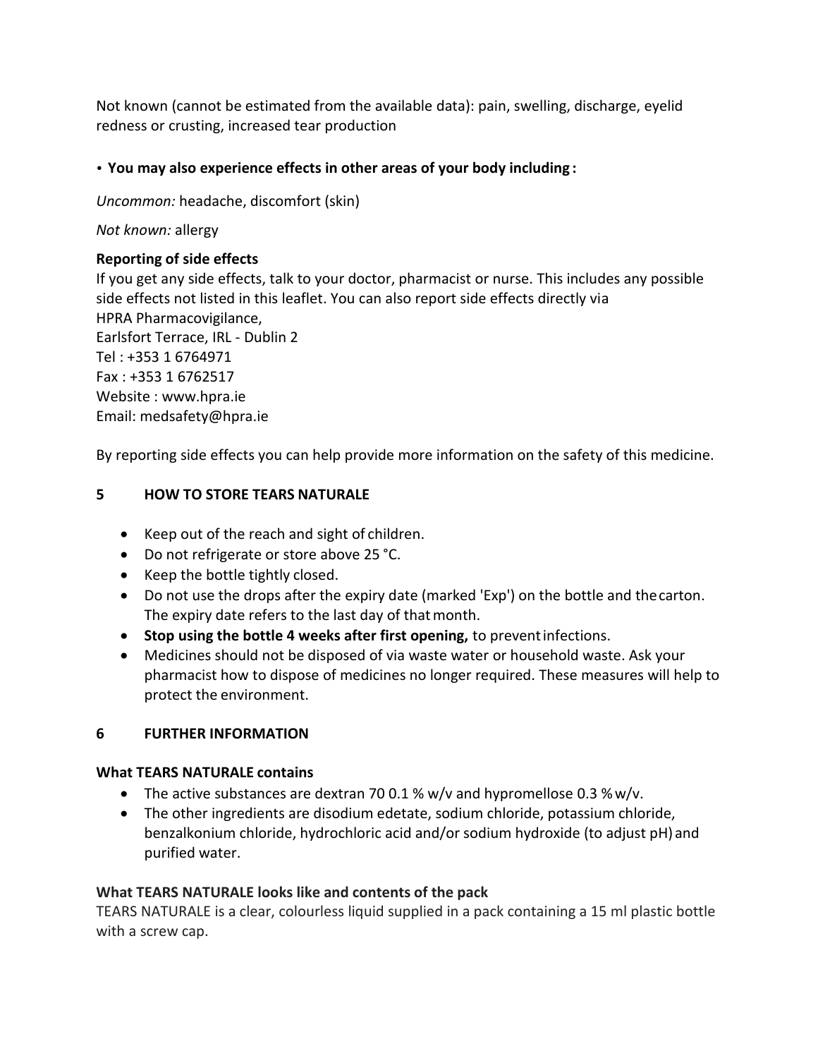Not known (cannot be estimated from the available data): pain, swelling, discharge, eyelid redness or crusting, increased tear production

- **You may also experience effects in other areas of your body including :**

*Uncommon:* headache, discomfort (skin)

*Not known:* allergy

**Reporting of side effects**
If you get any side effects, talk to your doctor, pharmacist or nurse. This includes any possible side effects not listed in this leaflet. You can also report side effects directly via
HPRA Pharmacovigilance,
Earlsfort Terrace, IRL - Dublin 2
Tel : +353 1 6764971
Fax : +353 1 6762517
Website : www.hpra.ie
Email: medsafety@hpra.ie

By reporting side effects you can help provide more information on the safety of this medicine.

## 5 HOW TO STORE TEARS NATURALE

- Keep out of the reach and sight of children.
- Do not refrigerate or store above 25 °C.
- Keep the bottle tightly closed.
- Do not use the drops after the expiry date (marked 'Exp') on the bottle and the carton. The expiry date refers to the last day of that month.
- **Stop using the bottle 4 weeks after first opening,** to prevent infections.
- Medicines should not be disposed of via waste water or household waste. Ask your pharmacist how to dispose of medicines no longer required. These measures will help to protect the environment.

## 6 FURTHER INFORMATION

**What TEARS NATURALE contains**

- The active substances are dextran 70 0.1 % w/v and hypromellose 0.3 % w/v.
- The other ingredients are disodium edetate, sodium chloride, potassium chloride, benzalkonium chloride, hydrochloric acid and/or sodium hydroxide (to adjust pH) and purified water.

**What TEARS NATURALE looks like and contents of the pack**
TEARS NATURALE is a clear, colourless liquid supplied in a pack containing a 15 ml plastic bottle with a screw cap.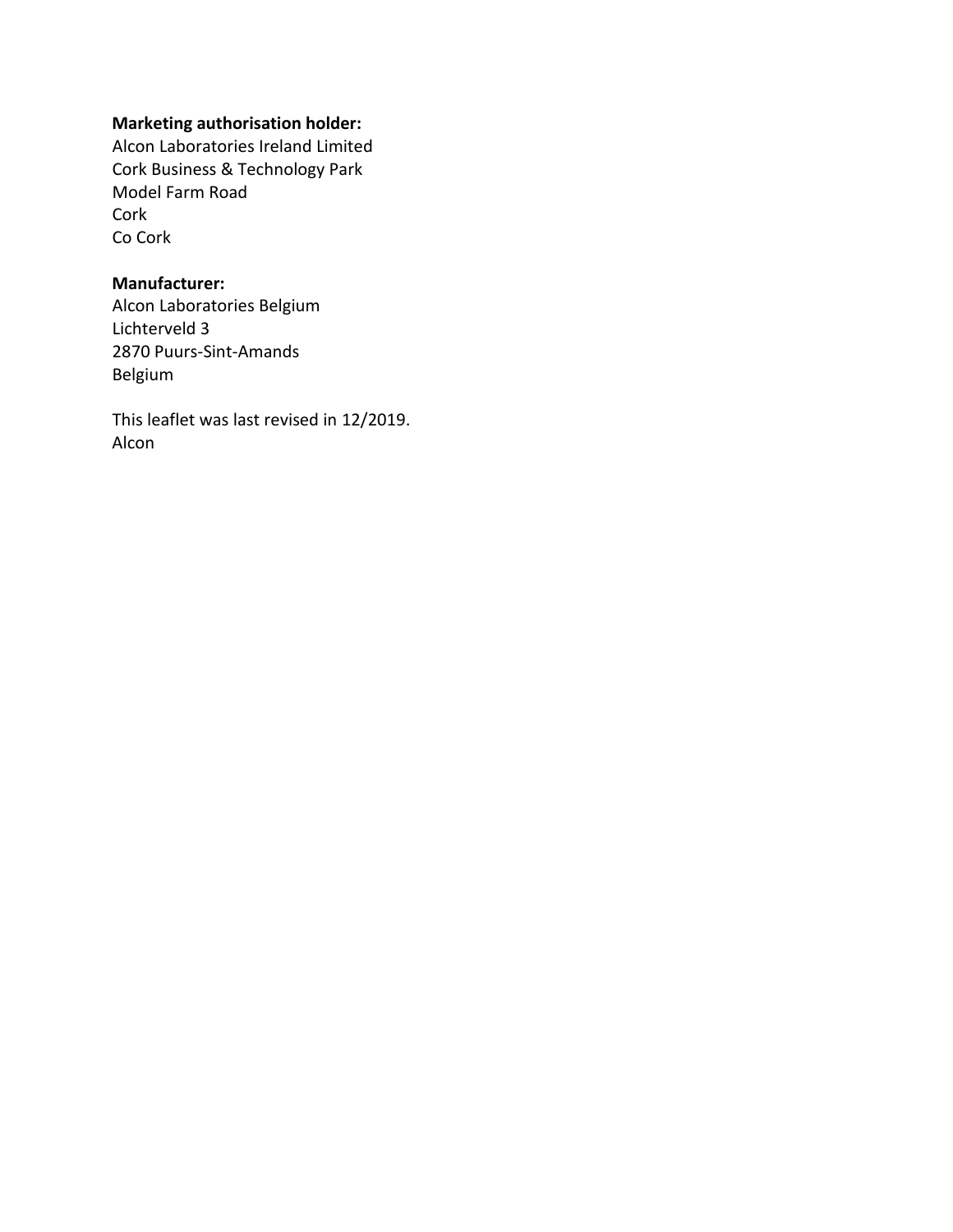**Marketing authorisation holder:**
Alcon Laboratories Ireland Limited
Cork Business & Technology Park
Model Farm Road
Cork
Co Cork

**Manufacturer:**
Alcon Laboratories Belgium
Lichterveld 3
2870 Puurs-Sint-Amands
Belgium

This leaflet was last revised in 12/2019.
Alcon